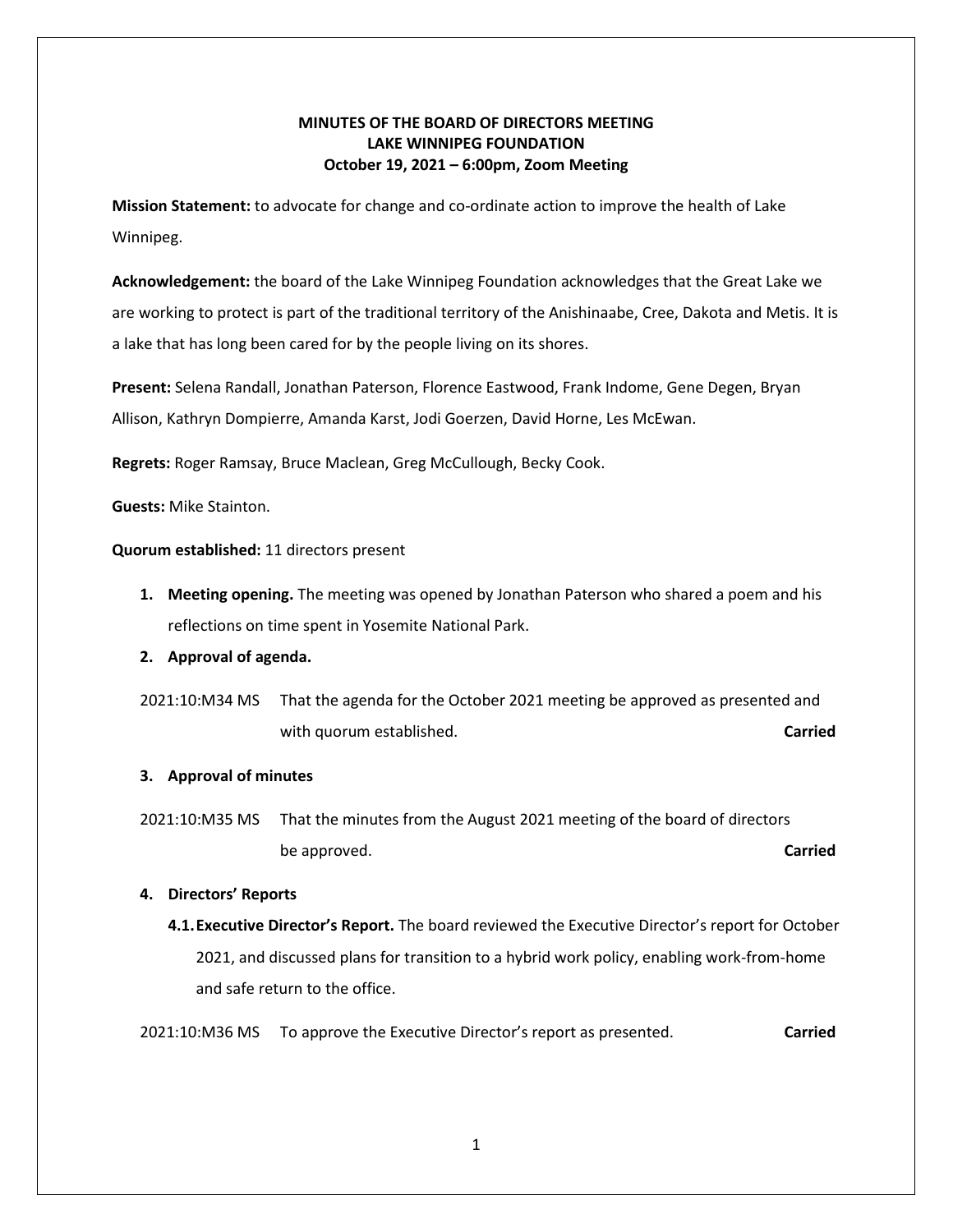**MINUTES OF THE BOARD OF DIRECTORS MEETING**
**LAKE WINNIPEG FOUNDATION**
**October 19, 2021 – 6:00pm, Zoom Meeting**

**Mission Statement:** to advocate for change and co-ordinate action to improve the health of Lake Winnipeg.

**Acknowledgement:** the board of the Lake Winnipeg Foundation acknowledges that the Great Lake we are working to protect is part of the traditional territory of the Anishinaabe, Cree, Dakota and Metis. It is a lake that has long been cared for by the people living on its shores.

**Present:** Selena Randall, Jonathan Paterson, Florence Eastwood, Frank Indome, Gene Degen, Bryan Allison, Kathryn Dompierre, Amanda Karst, Jodi Goerzen, David Horne, Les McEwan.

**Regrets:** Roger Ramsay, Bruce Maclean, Greg McCullough, Becky Cook.

**Guests:** Mike Stainton.

**Quorum established:** 11 directors present

1. **Meeting opening.** The meeting was opened by Jonathan Paterson who shared a poem and his reflections on time spent in Yosemite National Park.
2. **Approval of agenda.**

2021:10:M34 MS That the agenda for the October 2021 meeting be approved as presented and with quorum established. **Carried**

3. **Approval of minutes**

2021:10:M35 MS That the minutes from the August 2021 meeting of the board of directors be approved. **Carried**

4. **Directors' Reports**
   - **4.1. Executive Director's Report.** The board reviewed the Executive Director's report for October 2021, and discussed plans for transition to a hybrid work policy, enabling work-from-home and safe return to the office.

2021:10:M36 MS To approve the Executive Director's report as presented. **Carried**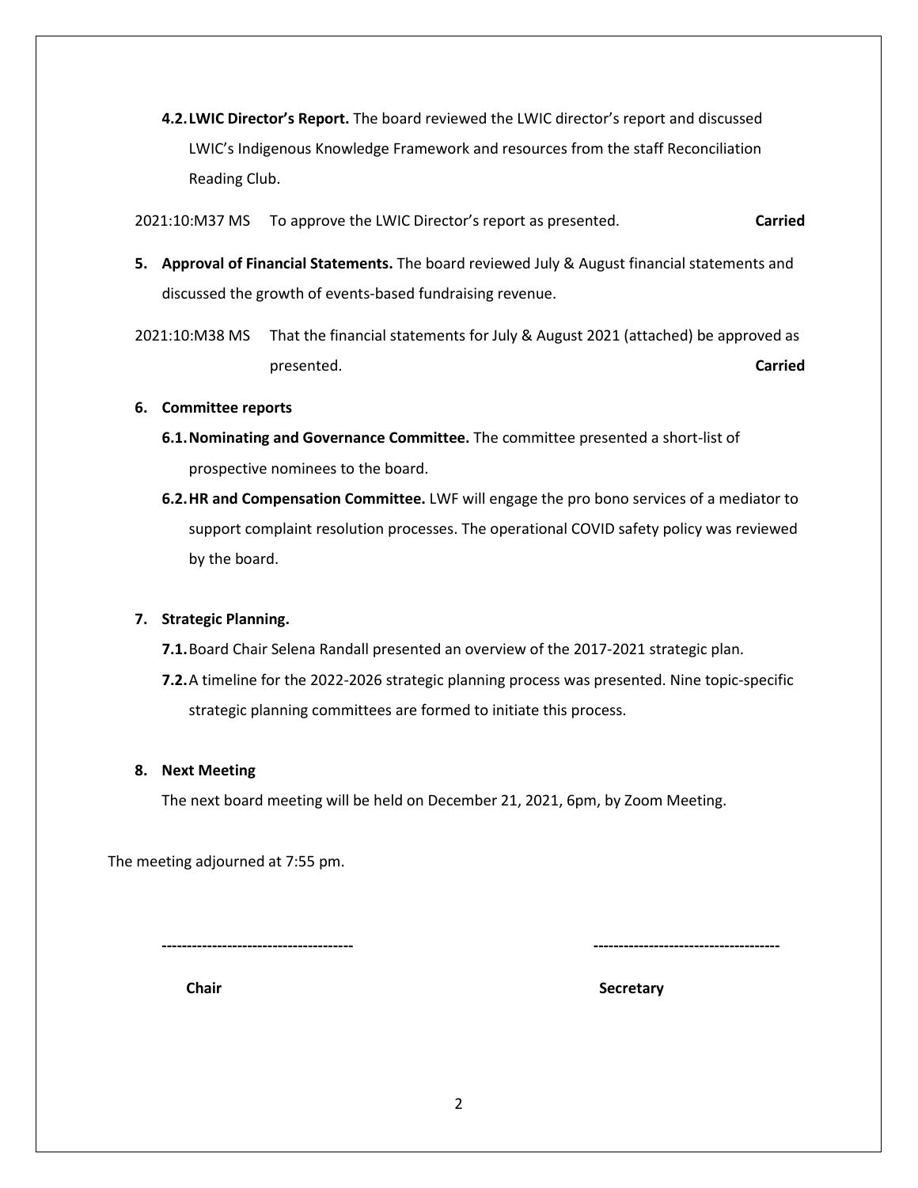**4.2. LWIC Director's Report.** The board reviewed the LWIC director's report and discussed LWIC's Indigenous Knowledge Framework and resources from the staff Reconciliation Reading Club.

2021:10:M37 MS To approve the LWIC Director's report as presented. **Carried**

**5. Approval of Financial Statements.** The board reviewed July & August financial statements and discussed the growth of events-based fundraising revenue.

2021:10:M38 MS That the financial statements for July & August 2021 (attached) be approved as presented. **Carried**

**6. Committee reports**

**6.1. Nominating and Governance Committee.** The committee presented a short-list of prospective nominees to the board.

**6.2. HR and Compensation Committee.** LWF will engage the pro bono services of a mediator to support complaint resolution processes. The operational COVID safety policy was reviewed by the board.

**7. Strategic Planning.**

**7.1.** Board Chair Selena Randall presented an overview of the 2017-2021 strategic plan.

**7.2.** A timeline for the 2022-2026 strategic planning process was presented. Nine topic-specific strategic planning committees are formed to initiate this process.

**8. Next Meeting**

The next board meeting will be held on December 21, 2021, 6pm, by Zoom Meeting.

The meeting adjourned at 7:55 pm.

-------------------------------------- -------------------------------------

**Chair** **Secretary**